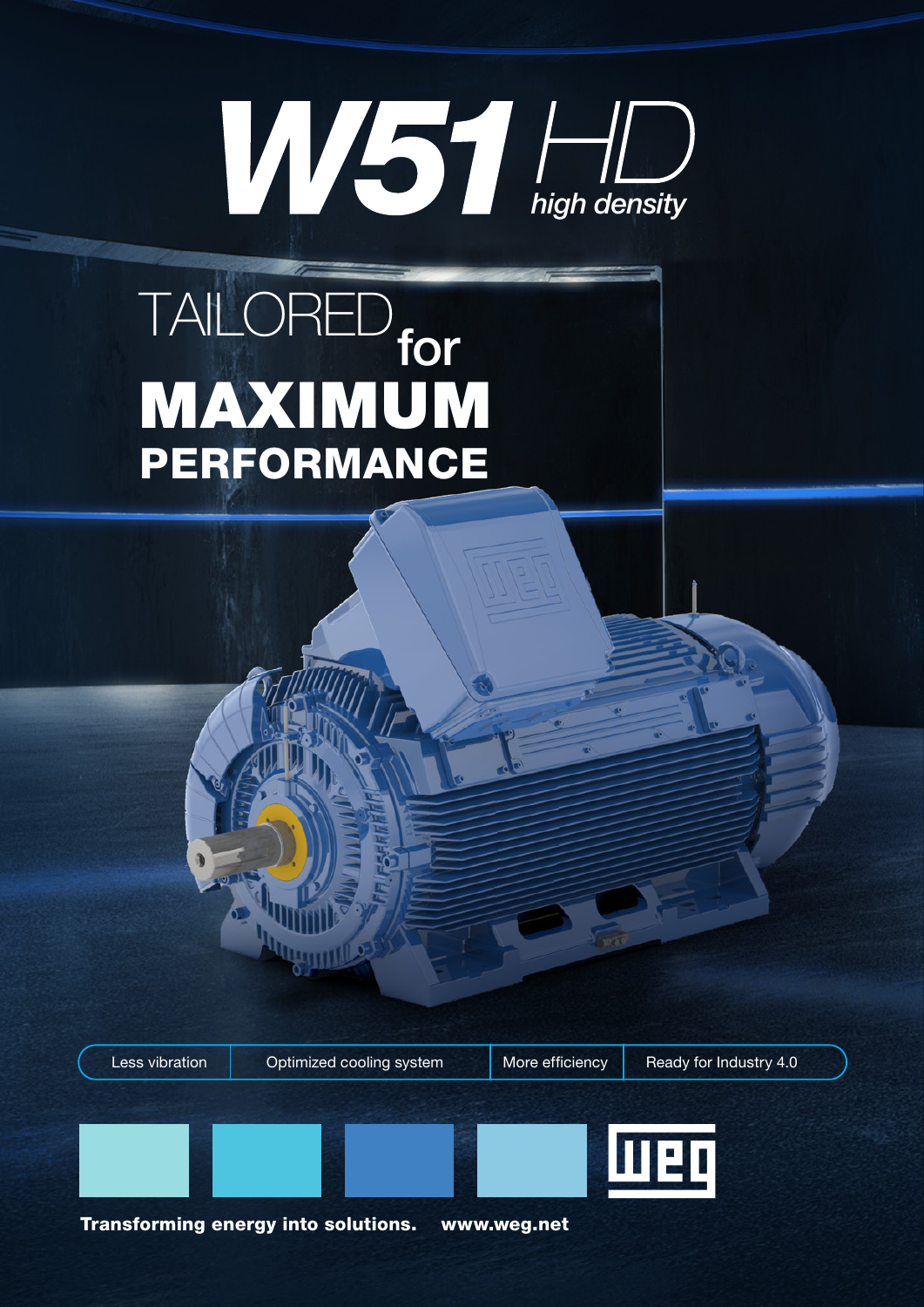# W51 HD
*high density*

## TAILORED for MAXIMUM PERFORMANCE

| Less vibration | Optimized cooling system | More efficiency | Ready for Industry 4.0 |
| --- | --- | --- | --- |

WEG

**Transforming energy into solutions.** **www.weg.net**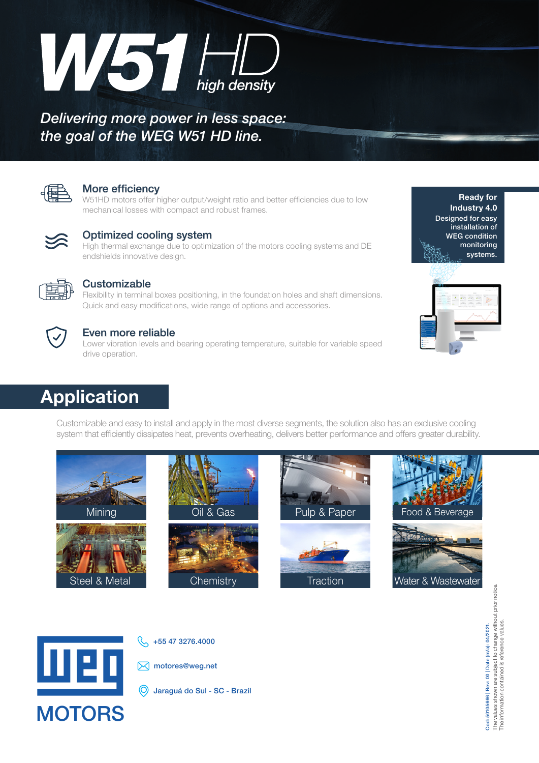# W51 HD high density

*Delivering more power in less space: the goal of the WEG W51 HD line.*

### More efficiency

W51HD motors offer higher output/weight ratio and better efficiencies due to low mechanical losses with compact and robust frames.

### Optimized cooling system

High thermal exchange due to optimization of the motors cooling systems and DE endshields innovative design.

### Customizable

Flexibility in terminal boxes positioning, in the foundation holes and shaft dimensions. Quick and easy modifications, wide range of options and accessories.

### Even more reliable

Lower vibration levels and bearing operating temperature, suitable for variable speed drive operation.

**Ready for Industry 4.0**
Designed for easy installation of WEG condition monitoring systems.

## Application

Customizable and easy to install and apply in the most diverse segments, the solution also has an exclusive cooling system that efficiently dissipates heat, prevents overheating, delivers better performance and offers greater durability.

Mining
Oil & Gas
Pulp & Paper
Food & Beverage
Steel & Metal
Chemistry
Traction
Water & Wastewater

WEG MOTORS

+55 47 3276.4000

motores@weg.net

Jaraguá do Sul - SC - Brazil

Cod: 50105666 | Rev: 00 | Date (m/a): 04/2021.
The values shown are subject to change without prior notice.
The information contained is reference values.